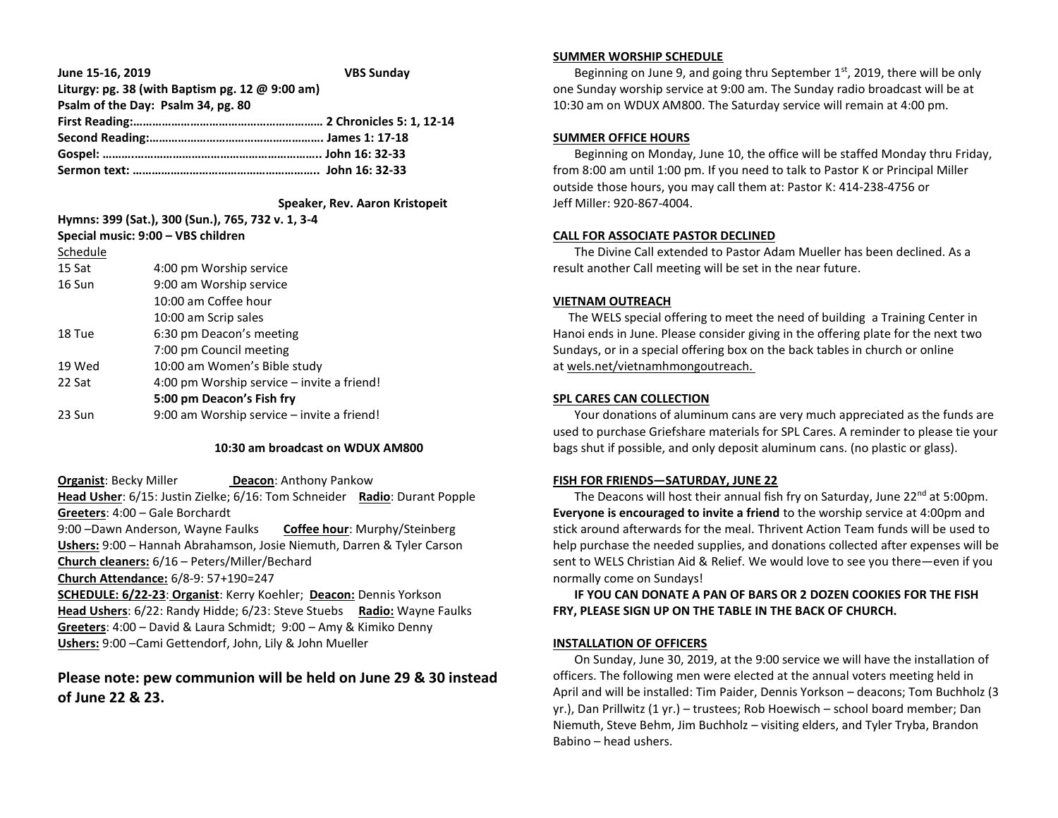**June 15-16, 2019** **VBS Sunday**

**Liturgy: pg. 38 (with Baptism pg. 12 @ 9:00 am)**

**Psalm of the Day: Psalm 34, pg. 80**

**First Reading:…………………………………………………… 2 Chronicles 5: 1, 12-14**

**Second Reading:………………………………………………. James 1: 17-18**

**Gospel: ……..…………………………………………………….. John 16: 32-33**

**Sermon text: …………………………………………………. John 16: 32-33**

**Speaker, Rev. Aaron Kristopeit**

**Hymns: 399 (Sat.), 300 (Sun.), 765, 732 v. 1, 3-4**

**Special music: 9:00 – VBS children**

Schedule

| | |
|---|---|
| 15 Sat | 4:00 pm Worship service |
| 16 Sun | 9:00 am Worship service |
| | 10:00 am Coffee hour |
| | 10:00 am Scrip sales |
| 18 Tue | 6:30 pm Deacon's meeting |
| | 7:00 pm Council meeting |
| 19 Wed | 10:00 am Women's Bible study |
| 22 Sat | 4:00 pm Worship service – invite a friend! |
| | **5:00 pm Deacon's Fish fry** |
| 23 Sun | 9:00 am Worship service – invite a friend! |

**10:30 am broadcast on WDUX AM800**

**Organist**: Becky Miller **Deacon**: Anthony Pankow

**Head Usher**: 6/15: Justin Zielke; 6/16: Tom Schneider **Radio**: Durant Popple

**Greeters**: 4:00 – Gale Borchardt

9:00 –Dawn Anderson, Wayne Faulks **Coffee hour**: Murphy/Steinberg

**Ushers:** 9:00 – Hannah Abrahamson, Josie Niemuth, Darren & Tyler Carson

**Church cleaners:** 6/16 – Peters/Miller/Bechard

**Church Attendance:** 6/8-9: 57+190=247

**SCHEDULE: 6/22-23**: **Organist**: Kerry Koehler; **Deacon:** Dennis Yorkson

**Head Ushers**: 6/22: Randy Hidde; 6/23: Steve Stuebs **Radio:** Wayne Faulks

**Greeters**: 4:00 – David & Laura Schmidt; 9:00 – Amy & Kimiko Denny

**Ushers:** 9:00 –Cami Gettendorf, John, Lily & John Mueller

**Please note: pew communion will be held on June 29 & 30 instead of June 22 & 23.**

**SUMMER WORSHIP SCHEDULE**

Beginning on June 9, and going thru September 1st, 2019, there will be only one Sunday worship service at 9:00 am. The Sunday radio broadcast will be at 10:30 am on WDUX AM800. The Saturday service will remain at 4:00 pm.

**SUMMER OFFICE HOURS**

Beginning on Monday, June 10, the office will be staffed Monday thru Friday, from 8:00 am until 1:00 pm. If you need to talk to Pastor K or Principal Miller outside those hours, you may call them at: Pastor K: 414-238-4756 or Jeff Miller: 920-867-4004.

**CALL FOR ASSOCIATE PASTOR DECLINED**

The Divine Call extended to Pastor Adam Mueller has been declined. As a result another Call meeting will be set in the near future.

**VIETNAM OUTREACH**

The WELS special offering to meet the need of building a Training Center in Hanoi ends in June. Please consider giving in the offering plate for the next two Sundays, or in a special offering box on the back tables in church or online at wels.net/vietnamhmongoutreach.

**SPL CARES CAN COLLECTION**

Your donations of aluminum cans are very much appreciated as the funds are used to purchase Griefshare materials for SPL Cares. A reminder to please tie your bags shut if possible, and only deposit aluminum cans. (no plastic or glass).

**FISH FOR FRIENDS—SATURDAY, JUNE 22**

The Deacons will host their annual fish fry on Saturday, June 22nd at 5:00pm. **Everyone is encouraged to invite a friend** to the worship service at 4:00pm and stick around afterwards for the meal. Thrivent Action Team funds will be used to help purchase the needed supplies, and donations collected after expenses will be sent to WELS Christian Aid & Relief. We would love to see you there—even if you normally come on Sundays!

**IF YOU CAN DONATE A PAN OF BARS OR 2 DOZEN COOKIES FOR THE FISH FRY, PLEASE SIGN UP ON THE TABLE IN THE BACK OF CHURCH.**

**INSTALLATION OF OFFICERS**

On Sunday, June 30, 2019, at the 9:00 service we will have the installation of officers. The following men were elected at the annual voters meeting held in April and will be installed: Tim Paider, Dennis Yorkson – deacons; Tom Buchholz (3 yr.), Dan Prillwitz (1 yr.) – trustees; Rob Hoewisch – school board member; Dan Niemuth, Steve Behm, Jim Buchholz – visiting elders, and Tyler Tryba, Brandon Babino – head ushers.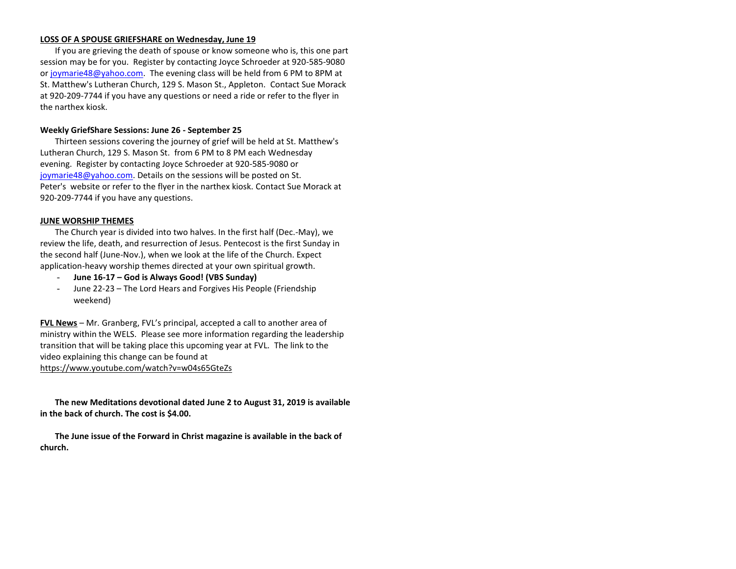**LOSS OF A SPOUSE GRIEFSHARE on Wednesday, June 19**

If you are grieving the death of spouse or know someone who is, this one part session may be for you. Register by contacting Joyce Schroeder at 920-585-9080 or joymarie48@yahoo.com. The evening class will be held from 6 PM to 8PM at St. Matthew's Lutheran Church, 129 S. Mason St., Appleton. Contact Sue Morack at 920-209-7744 if you have any questions or need a ride or refer to the flyer in the narthex kiosk.

**Weekly GriefShare Sessions: June 26 - September 25**

Thirteen sessions covering the journey of grief will be held at St. Matthew's Lutheran Church, 129 S. Mason St. from 6 PM to 8 PM each Wednesday evening. Register by contacting Joyce Schroeder at 920-585-9080 or joymarie48@yahoo.com. Details on the sessions will be posted on St. Peter's website or refer to the flyer in the narthex kiosk. Contact Sue Morack at 920-209-7744 if you have any questions.

**JUNE WORSHIP THEMES**

The Church year is divided into two halves. In the first half (Dec.-May), we review the life, death, and resurrection of Jesus. Pentecost is the first Sunday in the second half (June-Nov.), when we look at the life of the Church. Expect application-heavy worship themes directed at your own spiritual growth.

- **June 16-17 – God is Always Good! (VBS Sunday)**
- June 22-23 – The Lord Hears and Forgives His People (Friendship weekend)

**FVL News** – Mr. Granberg, FVL's principal, accepted a call to another area of ministry within the WELS. Please see more information regarding the leadership transition that will be taking place this upcoming year at FVL. The link to the video explaining this change can be found at https://www.youtube.com/watch?v=w04s65GteZs

**The new Meditations devotional dated June 2 to August 31, 2019 is available in the back of church. The cost is $4.00.**

**The June issue of the Forward in Christ magazine is available in the back of church.**